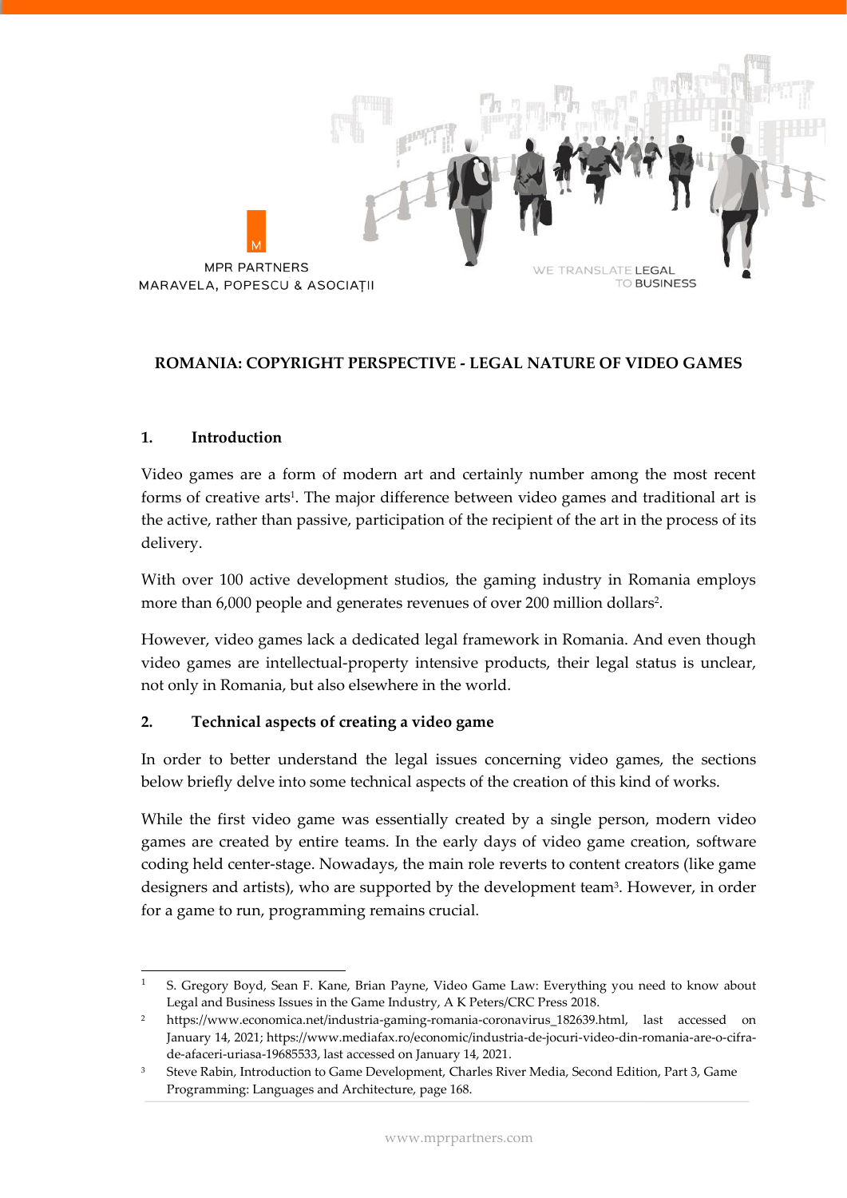MPR PARTNERS
MARAVELA, POPESCU & ASOCIAȚII

WE TRANSLATE LEGAL TO BUSINESS

# ROMANIA: COPYRIGHT PERSPECTIVE - LEGAL NATURE OF VIDEO GAMES

## 1. Introduction

Video games are a form of modern art and certainly number among the most recent forms of creative arts[1]. The major difference between video games and traditional art is the active, rather than passive, participation of the recipient of the art in the process of its delivery.

With over 100 active development studios, the gaming industry in Romania employs more than 6,000 people and generates revenues of over 200 million dollars[2].

However, video games lack a dedicated legal framework in Romania. And even though video games are intellectual-property intensive products, their legal status is unclear, not only in Romania, but also elsewhere in the world.

## 2. Technical aspects of creating a video game

In order to better understand the legal issues concerning video games, the sections below briefly delve into some technical aspects of the creation of this kind of works.

While the first video game was essentially created by a single person, modern video games are created by entire teams. In the early days of video game creation, software coding held center-stage. Nowadays, the main role reverts to content creators (like game designers and artists), who are supported by the development team[3]. However, in order for a game to run, programming remains crucial.

---

[1] S. Gregory Boyd, Sean F. Kane, Brian Payne, Video Game Law: Everything you need to know about Legal and Business Issues in the Game Industry, A K Peters/CRC Press 2018.

[2] https://www.economica.net/industria-gaming-romania-coronavirus_182639.html, last accessed on January 14, 2021; https://www.mediafax.ro/economic/industria-de-jocuri-video-din-romania-are-o-cifra-de-afaceri-uriasa-19685533, last accessed on January 14, 2021.

[3] Steve Rabin, Introduction to Game Development, Charles River Media, Second Edition, Part 3, Game Programming: Languages and Architecture, page 168.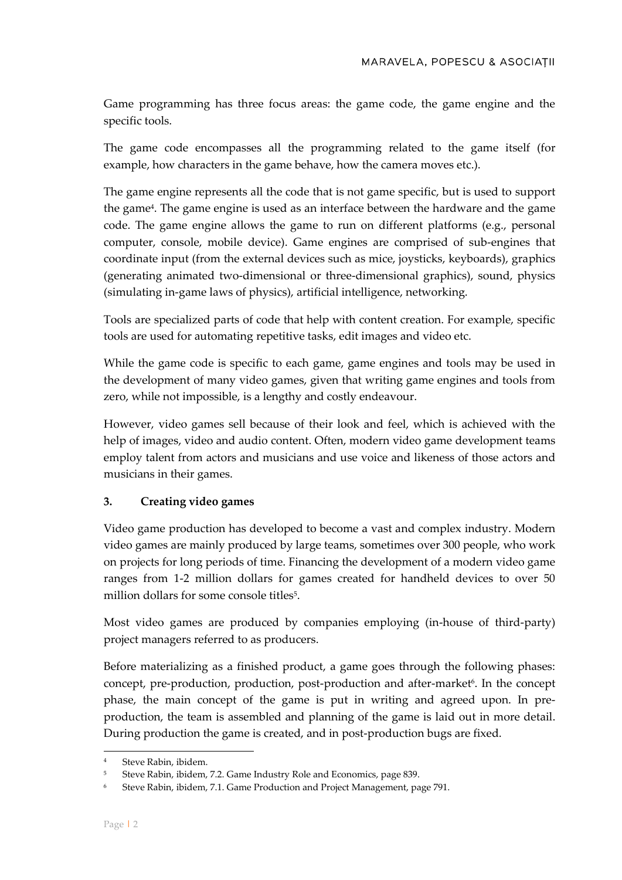Game programming has three focus areas: the game code, the game engine and the specific tools.

The game code encompasses all the programming related to the game itself (for example, how characters in the game behave, how the camera moves etc.).

The game engine represents all the code that is not game specific, but is used to support the game[4]. The game engine is used as an interface between the hardware and the game code. The game engine allows the game to run on different platforms (e.g., personal computer, console, mobile device). Game engines are comprised of sub-engines that coordinate input (from the external devices such as mice, joysticks, keyboards), graphics (generating animated two-dimensional or three-dimensional graphics), sound, physics (simulating in-game laws of physics), artificial intelligence, networking.

Tools are specialized parts of code that help with content creation. For example, specific tools are used for automating repetitive tasks, edit images and video etc.

While the game code is specific to each game, game engines and tools may be used in the development of many video games, given that writing game engines and tools from zero, while not impossible, is a lengthy and costly endeavour.

However, video games sell because of their look and feel, which is achieved with the help of images, video and audio content. Often, modern video game development teams employ talent from actors and musicians and use voice and likeness of those actors and musicians in their games.

### 3. Creating video games

Video game production has developed to become a vast and complex industry. Modern video games are mainly produced by large teams, sometimes over 300 people, who work on projects for long periods of time. Financing the development of a modern video game ranges from 1-2 million dollars for games created for handheld devices to over 50 million dollars for some console titles[5].

Most video games are produced by companies employing (in-house of third-party) project managers referred to as producers.

Before materializing as a finished product, a game goes through the following phases: concept, pre-production, production, post-production and after-market[6]. In the concept phase, the main concept of the game is put in writing and agreed upon. In pre-production, the team is assembled and planning of the game is laid out in more detail. During production the game is created, and in post-production bugs are fixed.

---

[4] Steve Rabin, ibidem.

[5] Steve Rabin, ibidem, 7.2. Game Industry Role and Economics, page 839.

[6] Steve Rabin, ibidem, 7.1. Game Production and Project Management, page 791.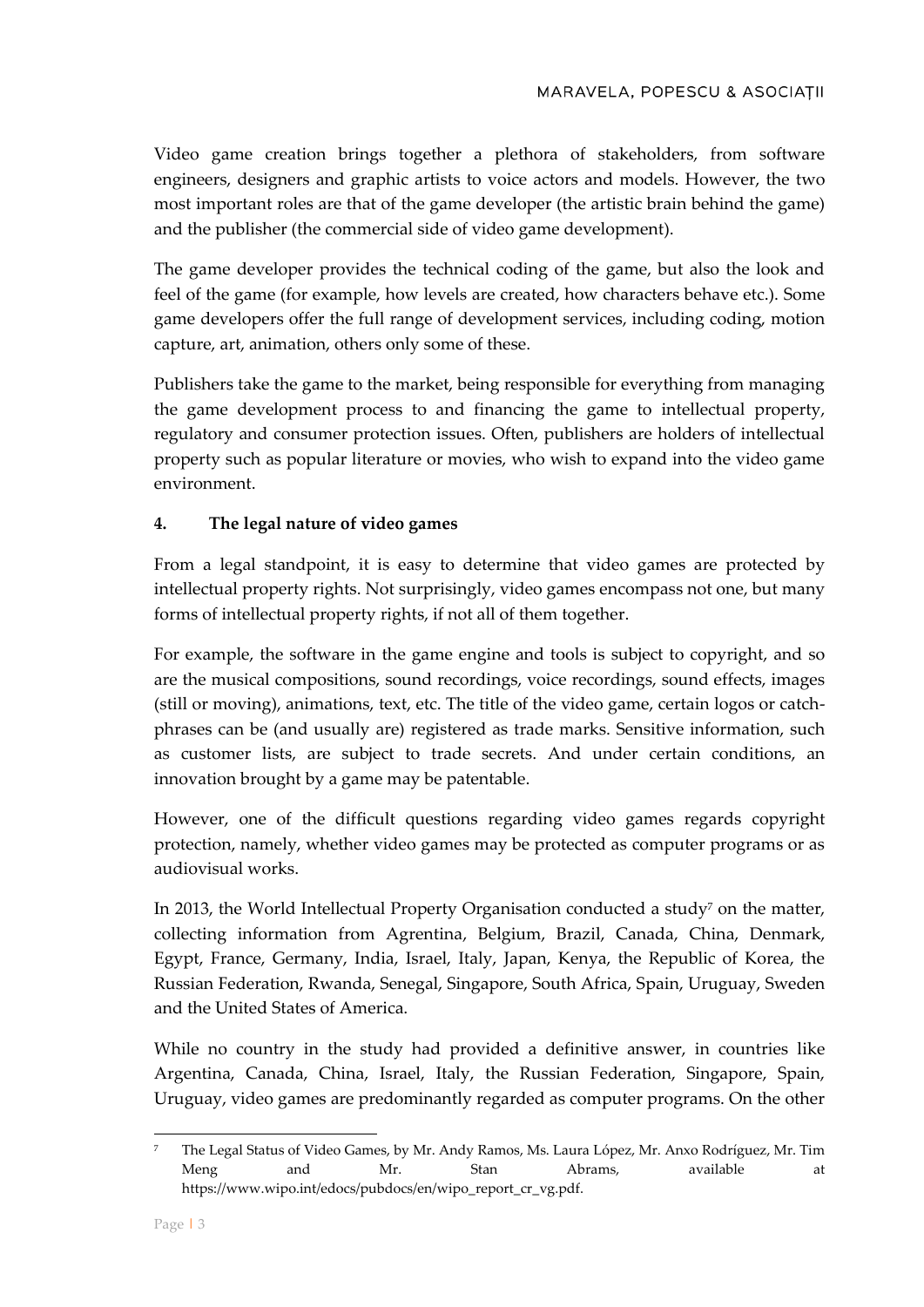Video game creation brings together a plethora of stakeholders, from software engineers, designers and graphic artists to voice actors and models. However, the two most important roles are that of the game developer (the artistic brain behind the game) and the publisher (the commercial side of video game development).

The game developer provides the technical coding of the game, but also the look and feel of the game (for example, how levels are created, how characters behave etc.). Some game developers offer the full range of development services, including coding, motion capture, art, animation, others only some of these.

Publishers take the game to the market, being responsible for everything from managing the game development process to and financing the game to intellectual property, regulatory and consumer protection issues. Often, publishers are holders of intellectual property such as popular literature or movies, who wish to expand into the video game environment.

## 4. The legal nature of video games

From a legal standpoint, it is easy to determine that video games are protected by intellectual property rights. Not surprisingly, video games encompass not one, but many forms of intellectual property rights, if not all of them together.

For example, the software in the game engine and tools is subject to copyright, and so are the musical compositions, sound recordings, voice recordings, sound effects, images (still or moving), animations, text, etc. The title of the video game, certain logos or catch-phrases can be (and usually are) registered as trade marks. Sensitive information, such as customer lists, are subject to trade secrets. And under certain conditions, an innovation brought by a game may be patentable.

However, one of the difficult questions regarding video games regards copyright protection, namely, whether video games may be protected as computer programs or as audiovisual works.

In 2013, the World Intellectual Property Organisation conducted a study[7] on the matter, collecting information from Agrentina, Belgium, Brazil, Canada, China, Denmark, Egypt, France, Germany, India, Israel, Italy, Japan, Kenya, the Republic of Korea, the Russian Federation, Rwanda, Senegal, Singapore, South Africa, Spain, Uruguay, Sweden and the United States of America.

While no country in the study had provided a definitive answer, in countries like Argentina, Canada, China, Israel, Italy, the Russian Federation, Singapore, Spain, Uruguay, video games are predominantly regarded as computer programs. On the other

---

[7] The Legal Status of Video Games, by Mr. Andy Ramos, Ms. Laura López, Mr. Anxo Rodríguez, Mr. Tim Meng and Mr. Stan Abrams, available at https://www.wipo.int/edocs/pubdocs/en/wipo_report_cr_vg.pdf.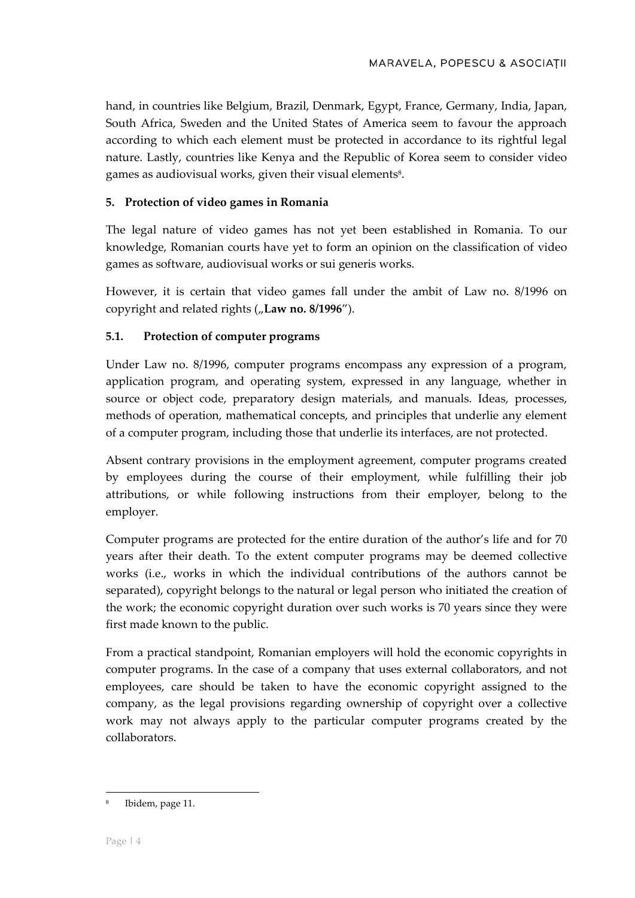hand, in countries like Belgium, Brazil, Denmark, Egypt, France, Germany, India, Japan, South Africa, Sweden and the United States of America seem to favour the approach according to which each element must be protected in accordance to its rightful legal nature. Lastly, countries like Kenya and the Republic of Korea seem to consider video games as audiovisual works, given their visual elements[8].

## 5. Protection of video games in Romania

The legal nature of video games has not yet been established in Romania. To our knowledge, Romanian courts have yet to form an opinion on the classification of video games as software, audiovisual works or sui generis works.

However, it is certain that video games fall under the ambit of Law no. 8/1996 on copyright and related rights („**Law no. 8/1996**").

### 5.1. Protection of computer programs

Under Law no. 8/1996, computer programs encompass any expression of a program, application program, and operating system, expressed in any language, whether in source or object code, preparatory design materials, and manuals. Ideas, processes, methods of operation, mathematical concepts, and principles that underlie any element of a computer program, including those that underlie its interfaces, are not protected.

Absent contrary provisions in the employment agreement, computer programs created by employees during the course of their employment, while fulfilling their job attributions, or while following instructions from their employer, belong to the employer.

Computer programs are protected for the entire duration of the author's life and for 70 years after their death. To the extent computer programs may be deemed collective works (i.e., works in which the individual contributions of the authors cannot be separated), copyright belongs to the natural or legal person who initiated the creation of the work; the economic copyright duration over such works is 70 years since they were first made known to the public.

From a practical standpoint, Romanian employers will hold the economic copyrights in computer programs. In the case of a company that uses external collaborators, and not employees, care should be taken to have the economic copyright assigned to the company, as the legal provisions regarding ownership of copyright over a collective work may not always apply to the particular computer programs created by the collaborators.

---

[8] Ibidem, page 11.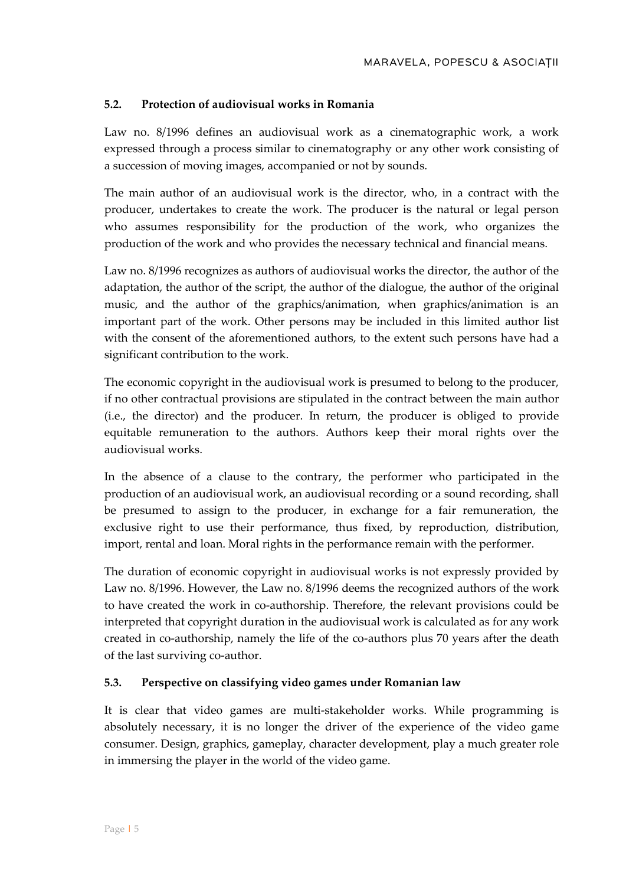### 5.2. Protection of audiovisual works in Romania

Law no. 8/1996 defines an audiovisual work as a cinematographic work, a work expressed through a process similar to cinematography or any other work consisting of a succession of moving images, accompanied or not by sounds.

The main author of an audiovisual work is the director, who, in a contract with the producer, undertakes to create the work. The producer is the natural or legal person who assumes responsibility for the production of the work, who organizes the production of the work and who provides the necessary technical and financial means.

Law no. 8/1996 recognizes as authors of audiovisual works the director, the author of the adaptation, the author of the script, the author of the dialogue, the author of the original music, and the author of the graphics/animation, when graphics/animation is an important part of the work. Other persons may be included in this limited author list with the consent of the aforementioned authors, to the extent such persons have had a significant contribution to the work.

The economic copyright in the audiovisual work is presumed to belong to the producer, if no other contractual provisions are stipulated in the contract between the main author (i.e., the director) and the producer. In return, the producer is obliged to provide equitable remuneration to the authors. Authors keep their moral rights over the audiovisual works.

In the absence of a clause to the contrary, the performer who participated in the production of an audiovisual work, an audiovisual recording or a sound recording, shall be presumed to assign to the producer, in exchange for a fair remuneration, the exclusive right to use their performance, thus fixed, by reproduction, distribution, import, rental and loan. Moral rights in the performance remain with the performer.

The duration of economic copyright in audiovisual works is not expressly provided by Law no. 8/1996. However, the Law no. 8/1996 deems the recognized authors of the work to have created the work in co-authorship. Therefore, the relevant provisions could be interpreted that copyright duration in the audiovisual work is calculated as for any work created in co-authorship, namely the life of the co-authors plus 70 years after the death of the last surviving co-author.

### 5.3. Perspective on classifying video games under Romanian law

It is clear that video games are multi-stakeholder works. While programming is absolutely necessary, it is no longer the driver of the experience of the video game consumer. Design, graphics, gameplay, character development, play a much greater role in immersing the player in the world of the video game.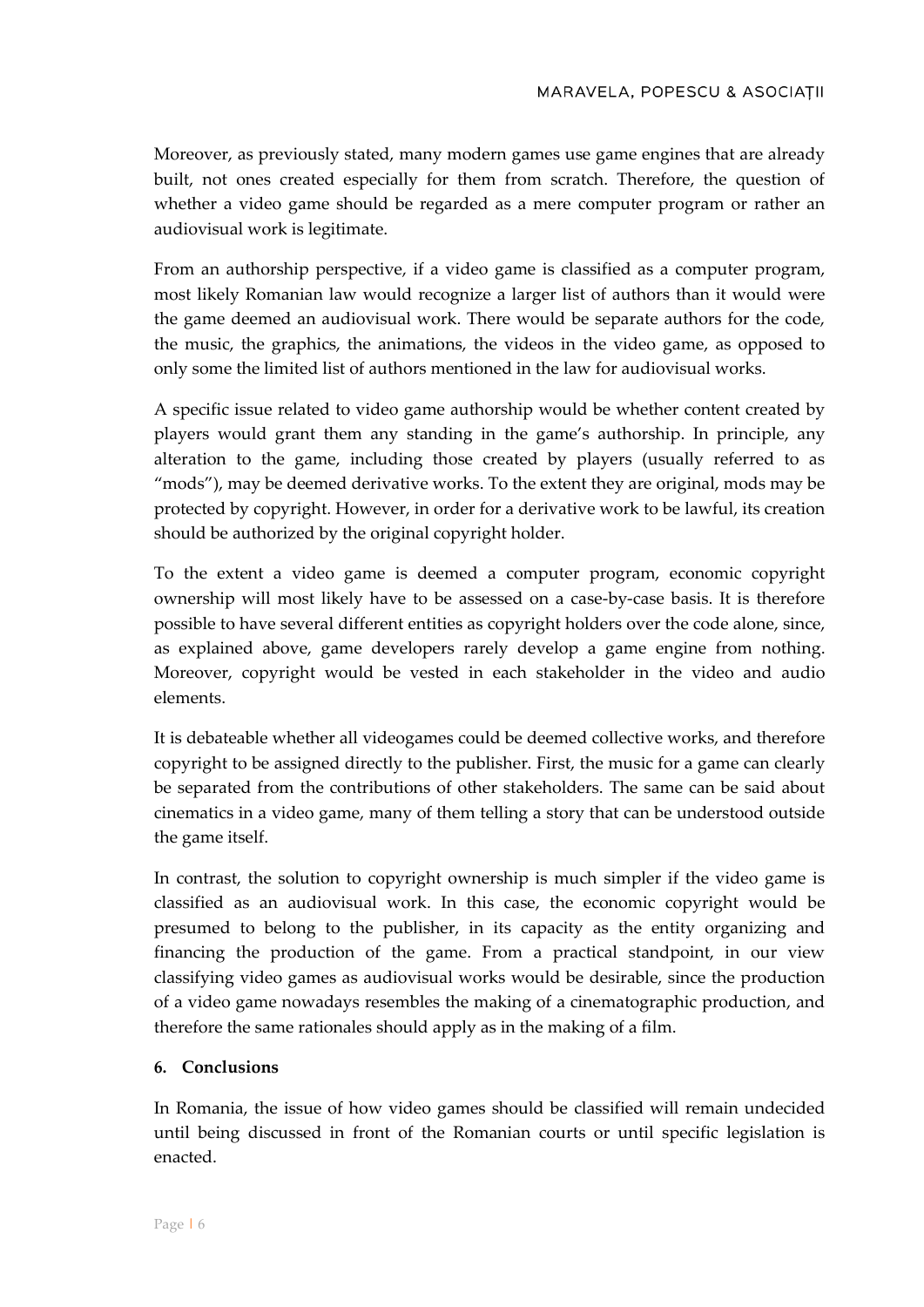Moreover, as previously stated, many modern games use game engines that are already built, not ones created especially for them from scratch. Therefore, the question of whether a video game should be regarded as a mere computer program or rather an audiovisual work is legitimate.

From an authorship perspective, if a video game is classified as a computer program, most likely Romanian law would recognize a larger list of authors than it would were the game deemed an audiovisual work. There would be separate authors for the code, the music, the graphics, the animations, the videos in the video game, as opposed to only some the limited list of authors mentioned in the law for audiovisual works.

A specific issue related to video game authorship would be whether content created by players would grant them any standing in the game's authorship. In principle, any alteration to the game, including those created by players (usually referred to as "mods"), may be deemed derivative works. To the extent they are original, mods may be protected by copyright. However, in order for a derivative work to be lawful, its creation should be authorized by the original copyright holder.

To the extent a video game is deemed a computer program, economic copyright ownership will most likely have to be assessed on a case-by-case basis. It is therefore possible to have several different entities as copyright holders over the code alone, since, as explained above, game developers rarely develop a game engine from nothing. Moreover, copyright would be vested in each stakeholder in the video and audio elements.

It is debateable whether all videogames could be deemed collective works, and therefore copyright to be assigned directly to the publisher. First, the music for a game can clearly be separated from the contributions of other stakeholders. The same can be said about cinematics in a video game, many of them telling a story that can be understood outside the game itself.

In contrast, the solution to copyright ownership is much simpler if the video game is classified as an audiovisual work. In this case, the economic copyright would be presumed to belong to the publisher, in its capacity as the entity organizing and financing the production of the game. From a practical standpoint, in our view classifying video games as audiovisual works would be desirable, since the production of a video game nowadays resembles the making of a cinematographic production, and therefore the same rationales should apply as in the making of a film.

## 6. Conclusions

In Romania, the issue of how video games should be classified will remain undecided until being discussed in front of the Romanian courts or until specific legislation is enacted.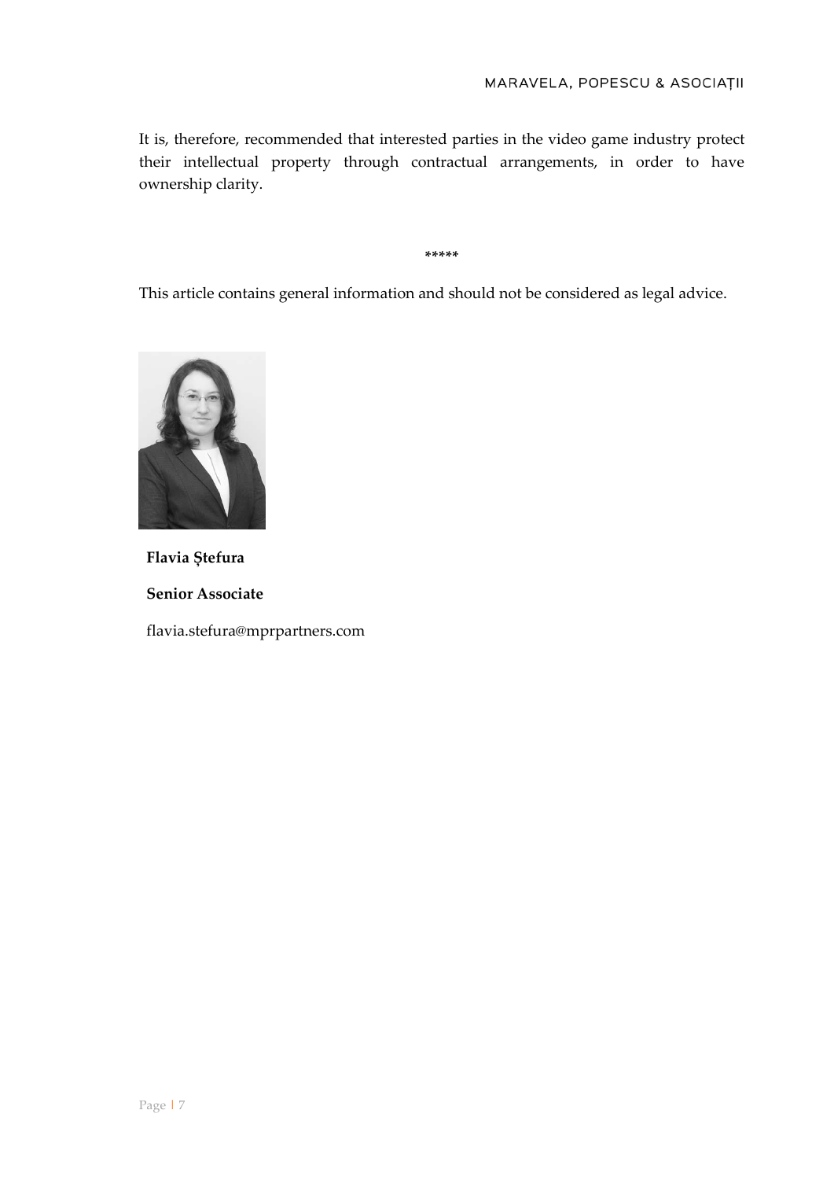It is, therefore, recommended that interested parties in the video game industry protect their intellectual property through contractual arrangements, in order to have ownership clarity.

*****

This article contains general information and should not be considered as legal advice.

**Flavia Ștefura**

**Senior Associate**

flavia.stefura@mprpartners.com